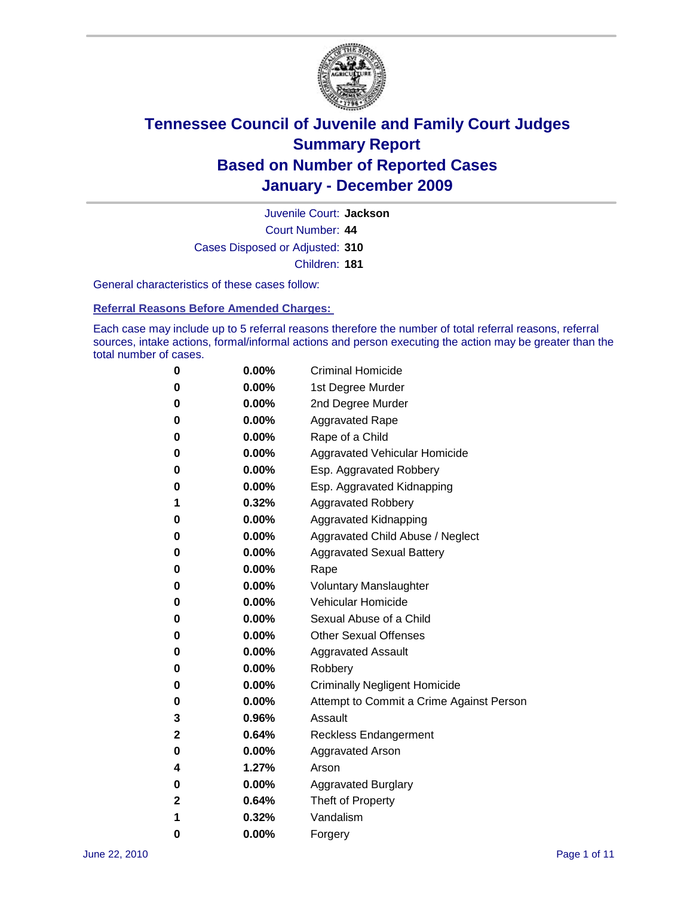# Tennessee Council of Juvenile and Family Court Judges
# Summary Report
# Based on Number of Reported Cases
# January - December 2009

Juvenile Court: **Jackson**

Court Number: **44**

Cases Disposed or Adjusted: **310**

Children: **181**

General characteristics of these cases follow:

**Referral Reasons Before Amended Charges:**

Each case may include up to 5 referral reasons therefore the number of total referral reasons, referral sources, intake actions, formal/informal actions and person executing the action may be greater than the total number of cases.

| | | |
|---|---|---|
| 0 | 0.00% | Criminal Homicide |
| 0 | 0.00% | 1st Degree Murder |
| 0 | 0.00% | 2nd Degree Murder |
| 0 | 0.00% | Aggravated Rape |
| 0 | 0.00% | Rape of a Child |
| 0 | 0.00% | Aggravated Vehicular Homicide |
| 0 | 0.00% | Esp. Aggravated Robbery |
| 0 | 0.00% | Esp. Aggravated Kidnapping |
| 1 | 0.32% | Aggravated Robbery |
| 0 | 0.00% | Aggravated Kidnapping |
| 0 | 0.00% | Aggravated Child Abuse / Neglect |
| 0 | 0.00% | Aggravated Sexual Battery |
| 0 | 0.00% | Rape |
| 0 | 0.00% | Voluntary Manslaughter |
| 0 | 0.00% | Vehicular Homicide |
| 0 | 0.00% | Sexual Abuse of a Child |
| 0 | 0.00% | Other Sexual Offenses |
| 0 | 0.00% | Aggravated Assault |
| 0 | 0.00% | Robbery |
| 0 | 0.00% | Criminally Negligent Homicide |
| 0 | 0.00% | Attempt to Commit a Crime Against Person |
| 3 | 0.96% | Assault |
| 2 | 0.64% | Reckless Endangerment |
| 0 | 0.00% | Aggravated Arson |
| 4 | 1.27% | Arson |
| 0 | 0.00% | Aggravated Burglary |
| 2 | 0.64% | Theft of Property |
| 1 | 0.32% | Vandalism |
| 0 | 0.00% | Forgery |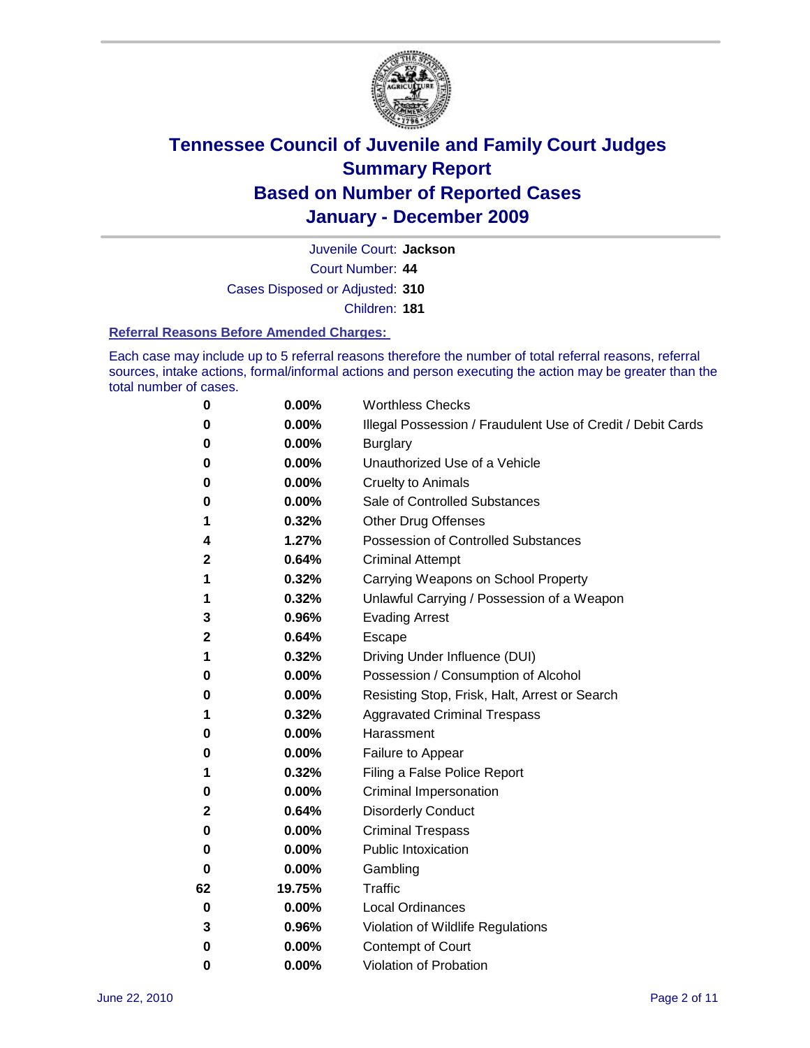# Tennessee Council of Juvenile and Family Court Judges
## Summary Report
## Based on Number of Reported Cases
## January - December 2009

Juvenile Court: **Jackson**

Court Number: **44**

Cases Disposed or Adjusted: **310**

Children: **181**

### Referral Reasons Before Amended Charges:

Each case may include up to 5 referral reasons therefore the number of total referral reasons, referral sources, intake actions, formal/informal actions and person executing the action may be greater than the total number of cases.

| | | |
|---|---|---|
| 0 | 0.00% | Worthless Checks |
| 0 | 0.00% | Illegal Possession / Fraudulent Use of Credit / Debit Cards |
| 0 | 0.00% | Burglary |
| 0 | 0.00% | Unauthorized Use of a Vehicle |
| 0 | 0.00% | Cruelty to Animals |
| 0 | 0.00% | Sale of Controlled Substances |
| 1 | 0.32% | Other Drug Offenses |
| 4 | 1.27% | Possession of Controlled Substances |
| 2 | 0.64% | Criminal Attempt |
| 1 | 0.32% | Carrying Weapons on School Property |
| 1 | 0.32% | Unlawful Carrying / Possession of a Weapon |
| 3 | 0.96% | Evading Arrest |
| 2 | 0.64% | Escape |
| 1 | 0.32% | Driving Under Influence (DUI) |
| 0 | 0.00% | Possession / Consumption of Alcohol |
| 0 | 0.00% | Resisting Stop, Frisk, Halt, Arrest or Search |
| 1 | 0.32% | Aggravated Criminal Trespass |
| 0 | 0.00% | Harassment |
| 0 | 0.00% | Failure to Appear |
| 1 | 0.32% | Filing a False Police Report |
| 0 | 0.00% | Criminal Impersonation |
| 2 | 0.64% | Disorderly Conduct |
| 0 | 0.00% | Criminal Trespass |
| 0 | 0.00% | Public Intoxication |
| 0 | 0.00% | Gambling |
| 62 | 19.75% | Traffic |
| 0 | 0.00% | Local Ordinances |
| 3 | 0.96% | Violation of Wildlife Regulations |
| 0 | 0.00% | Contempt of Court |
| 0 | 0.00% | Violation of Probation |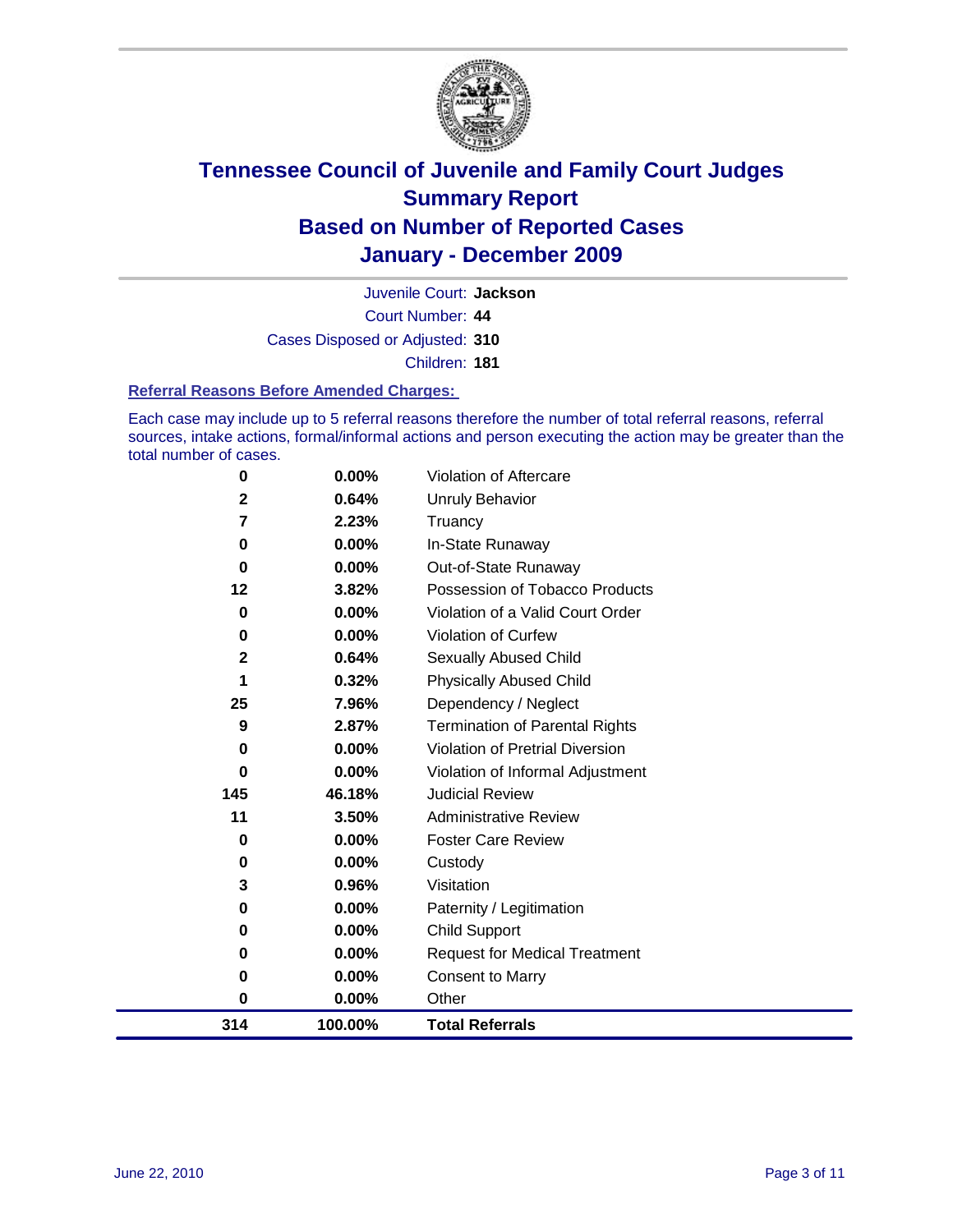# Tennessee Council of Juvenile and Family Court Judges
## Summary Report
## Based on Number of Reported Cases
## January - December 2009

Juvenile Court: **Jackson**
Court Number: **44**
Cases Disposed or Adjusted: **310**
Children: **181**

### Referral Reasons Before Amended Charges:

Each case may include up to 5 referral reasons therefore the number of total referral reasons, referral sources, intake actions, formal/informal actions and person executing the action may be greater than the total number of cases.

| Count | Percent | Referral Reason |
|---|---|---|
| 0 | 0.00% | Violation of Aftercare |
| 2 | 0.64% | Unruly Behavior |
| 7 | 2.23% | Truancy |
| 0 | 0.00% | In-State Runaway |
| 0 | 0.00% | Out-of-State Runaway |
| 12 | 3.82% | Possession of Tobacco Products |
| 0 | 0.00% | Violation of a Valid Court Order |
| 0 | 0.00% | Violation of Curfew |
| 2 | 0.64% | Sexually Abused Child |
| 1 | 0.32% | Physically Abused Child |
| 25 | 7.96% | Dependency / Neglect |
| 9 | 2.87% | Termination of Parental Rights |
| 0 | 0.00% | Violation of Pretrial Diversion |
| 0 | 0.00% | Violation of Informal Adjustment |
| 145 | 46.18% | Judicial Review |
| 11 | 3.50% | Administrative Review |
| 0 | 0.00% | Foster Care Review |
| 0 | 0.00% | Custody |
| 3 | 0.96% | Visitation |
| 0 | 0.00% | Paternity / Legitimation |
| 0 | 0.00% | Child Support |
| 0 | 0.00% | Request for Medical Treatment |
| 0 | 0.00% | Consent to Marry |
| 0 | 0.00% | Other |
| **314** | **100.00%** | **Total Referrals** |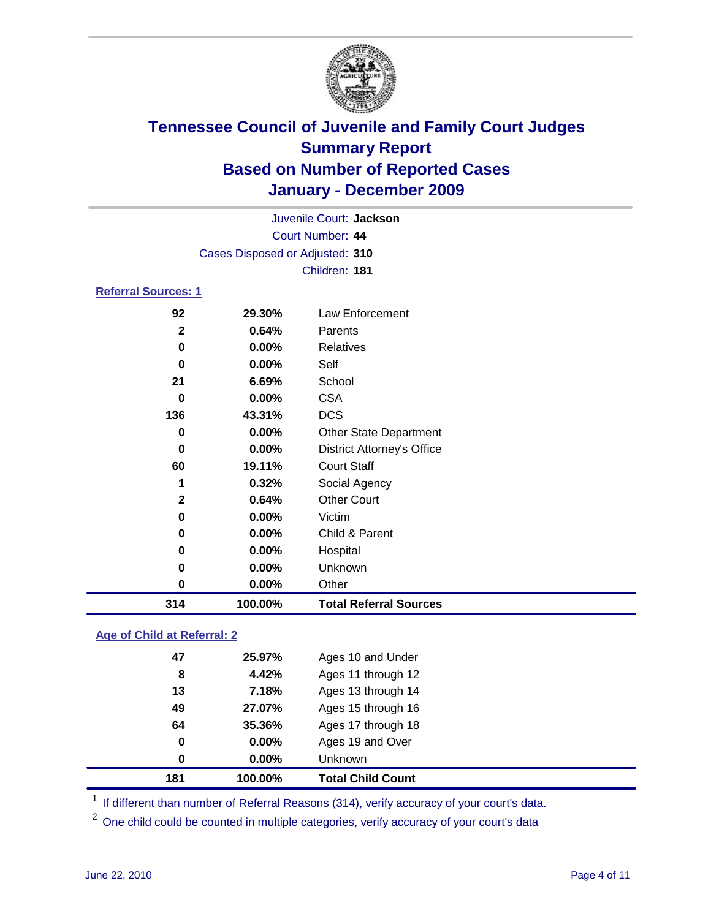# Tennessee Council of Juvenile and Family Court Judges
## Summary Report
## Based on Number of Reported Cases
## January - December 2009

Juvenile Court: **Jackson**
Court Number: **44**
Cases Disposed or Adjusted: **310**
Children: **181**

### Referral Sources: 1

| | | |
|---|---|---|
| 92 | 29.30% | Law Enforcement |
| 2 | 0.64% | Parents |
| 0 | 0.00% | Relatives |
| 0 | 0.00% | Self |
| 21 | 6.69% | School |
| 0 | 0.00% | CSA |
| 136 | 43.31% | DCS |
| 0 | 0.00% | Other State Department |
| 0 | 0.00% | District Attorney's Office |
| 60 | 19.11% | Court Staff |
| 1 | 0.32% | Social Agency |
| 2 | 0.64% | Other Court |
| 0 | 0.00% | Victim |
| 0 | 0.00% | Child & Parent |
| 0 | 0.00% | Hospital |
| 0 | 0.00% | Unknown |
| 0 | 0.00% | Other |
| **314** | **100.00%** | **Total Referral Sources** |

### Age of Child at Referral: 2

| | | |
|---|---|---|
| 47 | 25.97% | Ages 10 and Under |
| 8 | 4.42% | Ages 11 through 12 |
| 13 | 7.18% | Ages 13 through 14 |
| 49 | 27.07% | Ages 15 through 16 |
| 64 | 35.36% | Ages 17 through 18 |
| 0 | 0.00% | Ages 19 and Over |
| 0 | 0.00% | Unknown |
| **181** | **100.00%** | **Total Child Count** |

[1] If different than number of Referral Reasons (314), verify accuracy of your court's data.

[2] One child could be counted in multiple categories, verify accuracy of your court's data

June 22, 2010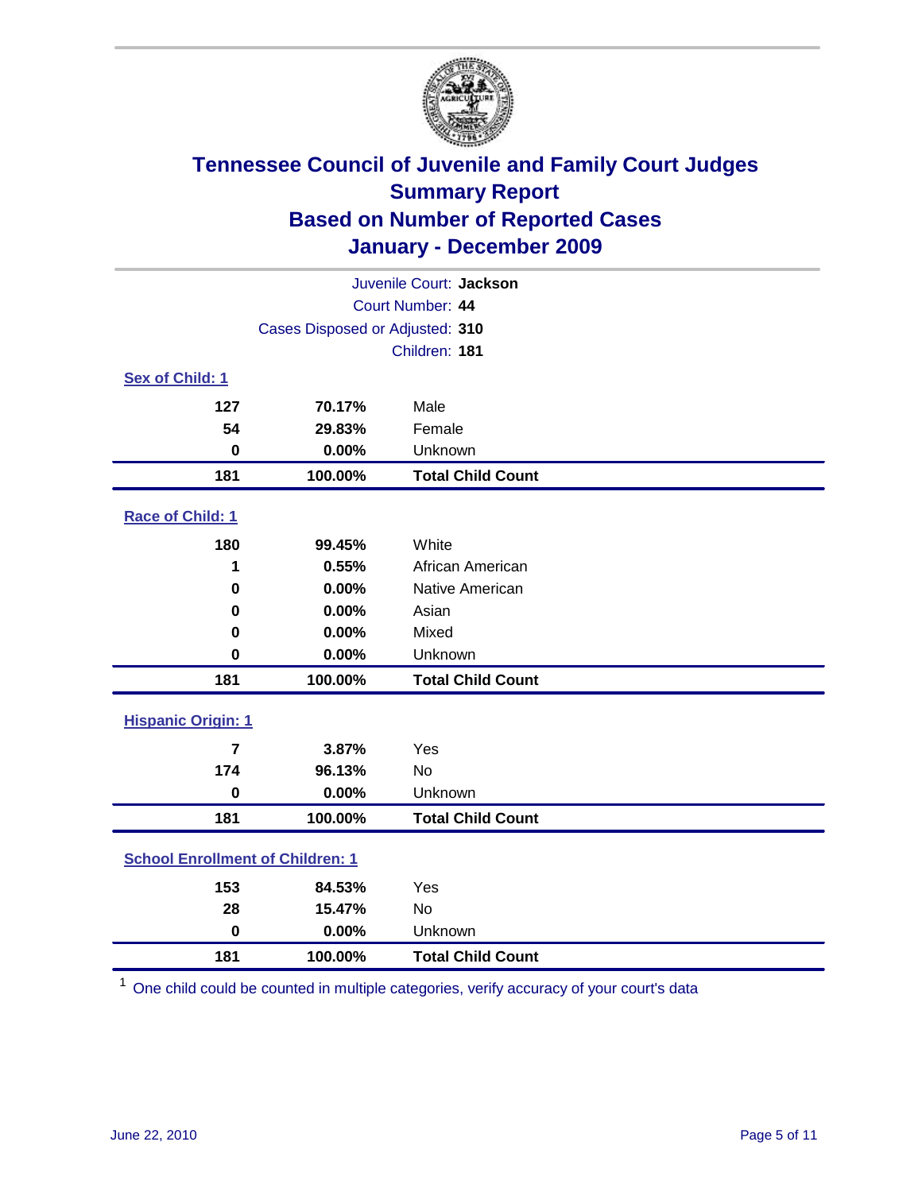# Tennessee Council of Juvenile and Family Court Judges
## Summary Report
## Based on Number of Reported Cases
## January - December 2009

Juvenile Court: **Jackson**
Court Number: **44**
Cases Disposed or Adjusted: **310**
Children: **181**

### Sex of Child: [1]

| | | |
|---|---|---|
| **127** | **70.17%** | Male |
| **54** | **29.83%** | Female |
| **0** | **0.00%** | Unknown |
| **181** | **100.00%** | **Total Child Count** |

### Race of Child: [1]

| | | |
|---|---|---|
| **180** | **99.45%** | White |
| **1** | **0.55%** | African American |
| **0** | **0.00%** | Native American |
| **0** | **0.00%** | Asian |
| **0** | **0.00%** | Mixed |
| **0** | **0.00%** | Unknown |
| **181** | **100.00%** | **Total Child Count** |

### Hispanic Origin: [1]

| | | |
|---|---|---|
| **7** | **3.87%** | Yes |
| **174** | **96.13%** | No |
| **0** | **0.00%** | Unknown |
| **181** | **100.00%** | **Total Child Count** |

### School Enrollment of Children: [1]

| | | |
|---|---|---|
| **153** | **84.53%** | Yes |
| **28** | **15.47%** | No |
| **0** | **0.00%** | Unknown |
| **181** | **100.00%** | **Total Child Count** |

[1] One child could be counted in multiple categories, verify accuracy of your court's data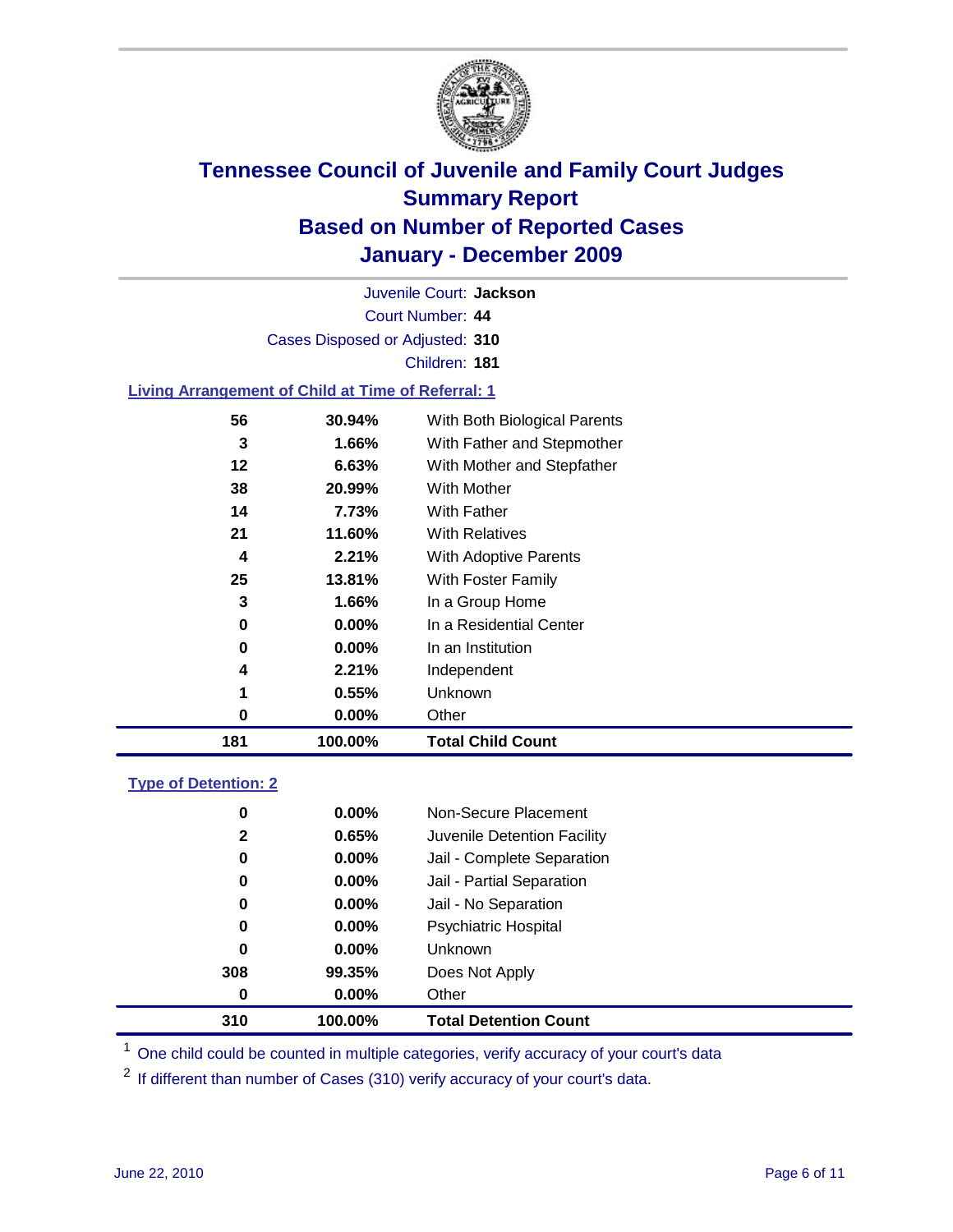# Tennessee Council of Juvenile and Family Court Judges
## Summary Report
## Based on Number of Reported Cases
## January - December 2009

Juvenile Court: **Jackson**

Court Number: **44**

Cases Disposed or Adjusted: **310**

Children: **181**

### Living Arrangement of Child at Time of Referral: 1

| | | |
|---|---|---|
| 56 | 30.94% | With Both Biological Parents |
| 3 | 1.66% | With Father and Stepmother |
| 12 | 6.63% | With Mother and Stepfather |
| 38 | 20.99% | With Mother |
| 14 | 7.73% | With Father |
| 21 | 11.60% | With Relatives |
| 4 | 2.21% | With Adoptive Parents |
| 25 | 13.81% | With Foster Family |
| 3 | 1.66% | In a Group Home |
| 0 | 0.00% | In a Residential Center |
| 0 | 0.00% | In an Institution |
| 4 | 2.21% | Independent |
| 1 | 0.55% | Unknown |
| 0 | 0.00% | Other |
| **181** | **100.00%** | **Total Child Count** |

### Type of Detention: 2

| | | |
|---|---|---|
| 0 | 0.00% | Non-Secure Placement |
| 2 | 0.65% | Juvenile Detention Facility |
| 0 | 0.00% | Jail - Complete Separation |
| 0 | 0.00% | Jail - Partial Separation |
| 0 | 0.00% | Jail - No Separation |
| 0 | 0.00% | Psychiatric Hospital |
| 0 | 0.00% | Unknown |
| 308 | 99.35% | Does Not Apply |
| 0 | 0.00% | Other |
| **310** | **100.00%** | **Total Detention Count** |

[1] One child could be counted in multiple categories, verify accuracy of your court's data

[2] If different than number of Cases (310) verify accuracy of your court's data.

June 22, 2010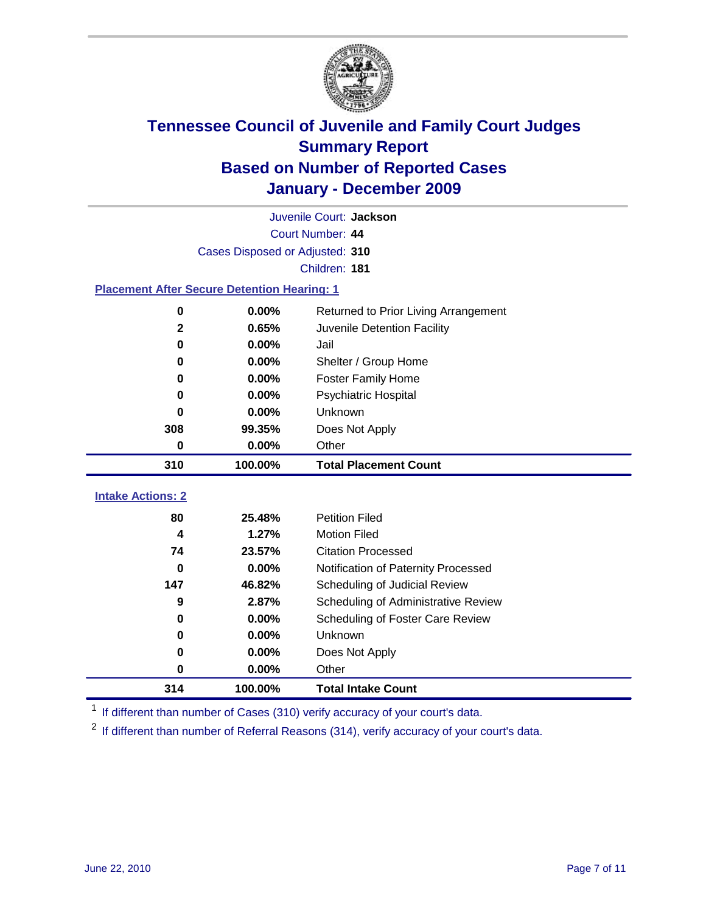# Tennessee Council of Juvenile and Family Court Judges
## Summary Report
## Based on Number of Reported Cases
## January - December 2009

Juvenile Court: **Jackson**

Court Number: **44**

Cases Disposed or Adjusted: **310**

Children: **181**

### Placement After Secure Detention Hearing: 1

| | | |
|---|---|---|
| 0 | 0.00% | Returned to Prior Living Arrangement |
| 2 | 0.65% | Juvenile Detention Facility |
| 0 | 0.00% | Jail |
| 0 | 0.00% | Shelter / Group Home |
| 0 | 0.00% | Foster Family Home |
| 0 | 0.00% | Psychiatric Hospital |
| 0 | 0.00% | Unknown |
| 308 | 99.35% | Does Not Apply |
| 0 | 0.00% | Other |
| **310** | **100.00%** | **Total Placement Count** |

### Intake Actions: 2

| | | |
|---|---|---|
| 80 | 25.48% | Petition Filed |
| 4 | 1.27% | Motion Filed |
| 74 | 23.57% | Citation Processed |
| 0 | 0.00% | Notification of Paternity Processed |
| 147 | 46.82% | Scheduling of Judicial Review |
| 9 | 2.87% | Scheduling of Administrative Review |
| 0 | 0.00% | Scheduling of Foster Care Review |
| 0 | 0.00% | Unknown |
| 0 | 0.00% | Does Not Apply |
| 0 | 0.00% | Other |
| **314** | **100.00%** | **Total Intake Count** |

[1] If different than number of Cases (310) verify accuracy of your court's data.

[2] If different than number of Referral Reasons (314), verify accuracy of your court's data.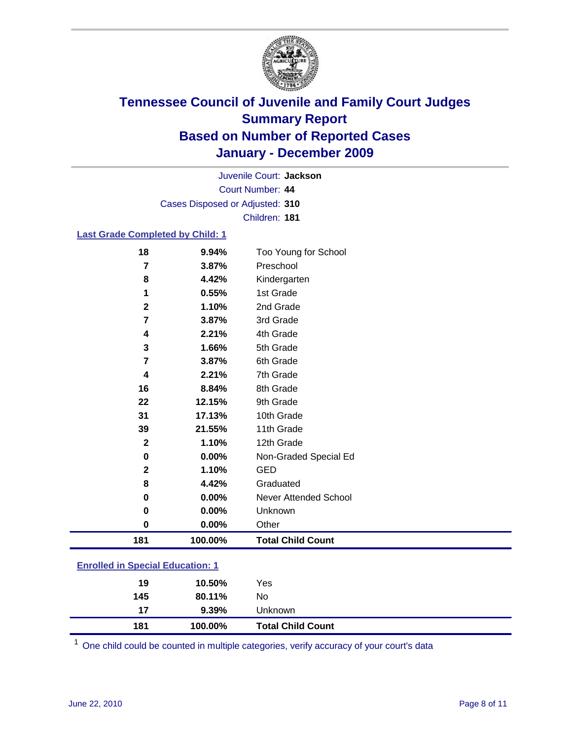# Tennessee Council of Juvenile and Family Court Judges
## Summary Report
## Based on Number of Reported Cases
## January - December 2009

Juvenile Court: **Jackson**

Court Number: **44**

Cases Disposed or Adjusted: **310**

Children: **181**

### Last Grade Completed by Child: 1

| Count | Percent | Category |
|---|---|---|
| 18 | 9.94% | Too Young for School |
| 7 | 3.87% | Preschool |
| 8 | 4.42% | Kindergarten |
| 1 | 0.55% | 1st Grade |
| 2 | 1.10% | 2nd Grade |
| 7 | 3.87% | 3rd Grade |
| 4 | 2.21% | 4th Grade |
| 3 | 1.66% | 5th Grade |
| 7 | 3.87% | 6th Grade |
| 4 | 2.21% | 7th Grade |
| 16 | 8.84% | 8th Grade |
| 22 | 12.15% | 9th Grade |
| 31 | 17.13% | 10th Grade |
| 39 | 21.55% | 11th Grade |
| 2 | 1.10% | 12th Grade |
| 0 | 0.00% | Non-Graded Special Ed |
| 2 | 1.10% | GED |
| 8 | 4.42% | Graduated |
| 0 | 0.00% | Never Attended School |
| 0 | 0.00% | Unknown |
| 0 | 0.00% | Other |
| **181** | **100.00%** | **Total Child Count** |

### Enrolled in Special Education: 1

| Count | Percent | Category |
|---|---|---|
| 19 | 10.50% | Yes |
| 145 | 80.11% | No |
| 17 | 9.39% | Unknown |
| **181** | **100.00%** | **Total Child Count** |

[1] One child could be counted in multiple categories, verify accuracy of your court's data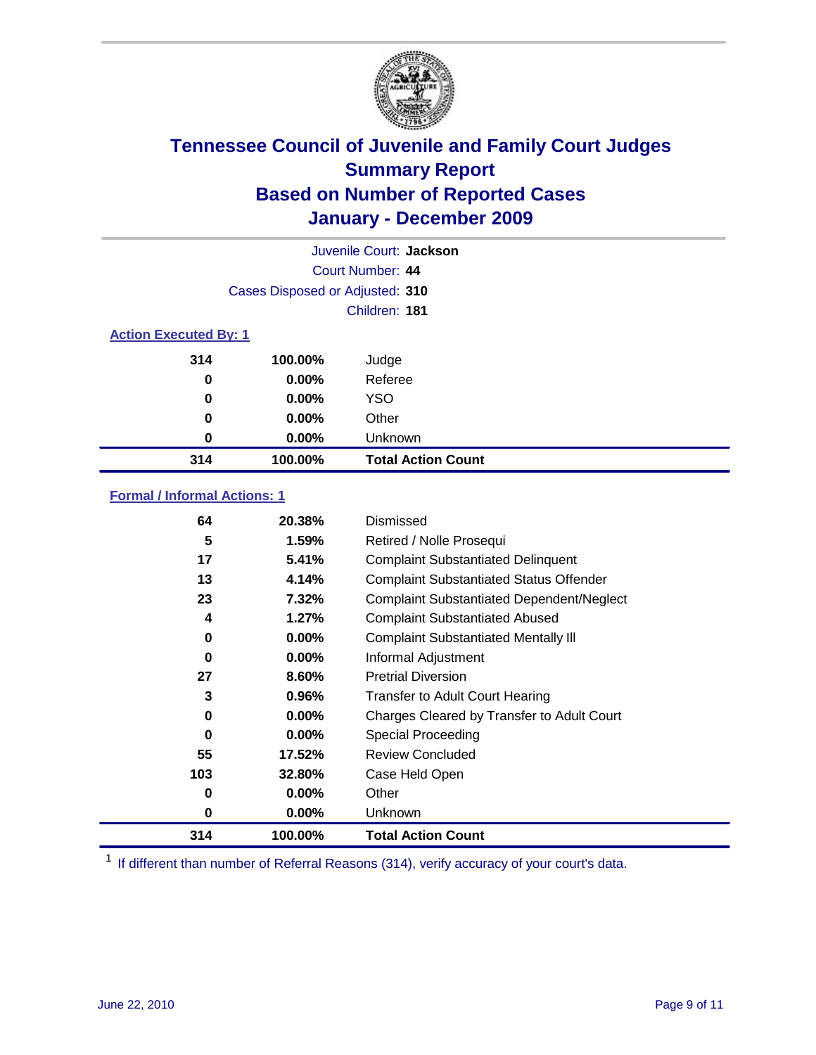# Tennessee Council of Juvenile and Family Court Judges
## Summary Report
## Based on Number of Reported Cases
## January - December 2009

Juvenile Court: **Jackson**
Court Number: **44**
Cases Disposed or Adjusted: **310**
Children: **181**

### Action Executed By: 1

| | | |
|---|---|---|
| 314 | 100.00% | Judge |
| 0 | 0.00% | Referee |
| 0 | 0.00% | YSO |
| 0 | 0.00% | Other |
| 0 | 0.00% | Unknown |
| **314** | **100.00%** | **Total Action Count** |

### Formal / Informal Actions: 1

| | | |
|---|---|---|
| 64 | 20.38% | Dismissed |
| 5 | 1.59% | Retired / Nolle Prosequi |
| 17 | 5.41% | Complaint Substantiated Delinquent |
| 13 | 4.14% | Complaint Substantiated Status Offender |
| 23 | 7.32% | Complaint Substantiated Dependent/Neglect |
| 4 | 1.27% | Complaint Substantiated Abused |
| 0 | 0.00% | Complaint Substantiated Mentally Ill |
| 0 | 0.00% | Informal Adjustment |
| 27 | 8.60% | Pretrial Diversion |
| 3 | 0.96% | Transfer to Adult Court Hearing |
| 0 | 0.00% | Charges Cleared by Transfer to Adult Court |
| 0 | 0.00% | Special Proceeding |
| 55 | 17.52% | Review Concluded |
| 103 | 32.80% | Case Held Open |
| 0 | 0.00% | Other |
| 0 | 0.00% | Unknown |
| **314** | **100.00%** | **Total Action Count** |

[1] If different than number of Referral Reasons (314), verify accuracy of your court's data.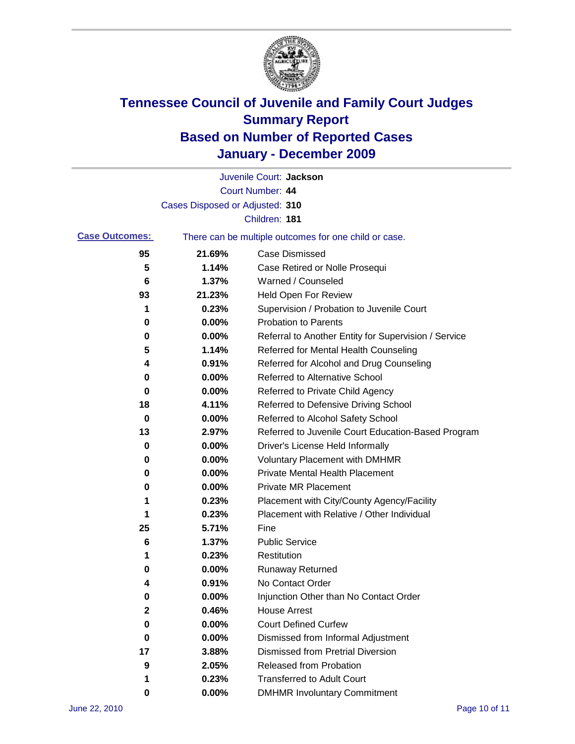# Tennessee Council of Juvenile and Family Court Judges
# Summary Report
# Based on Number of Reported Cases
# January - December 2009

Juvenile Court: **Jackson**
Court Number: **44**
Cases Disposed or Adjusted: **310**
Children: **181**

**Case Outcomes:** There can be multiple outcomes for one child or case.

| | | |
|---|---|---|
| 95 | 21.69% | Case Dismissed |
| 5 | 1.14% | Case Retired or Nolle Prosequi |
| 6 | 1.37% | Warned / Counseled |
| 93 | 21.23% | Held Open For Review |
| 1 | 0.23% | Supervision / Probation to Juvenile Court |
| 0 | 0.00% | Probation to Parents |
| 0 | 0.00% | Referral to Another Entity for Supervision / Service |
| 5 | 1.14% | Referred for Mental Health Counseling |
| 4 | 0.91% | Referred for Alcohol and Drug Counseling |
| 0 | 0.00% | Referred to Alternative School |
| 0 | 0.00% | Referred to Private Child Agency |
| 18 | 4.11% | Referred to Defensive Driving School |
| 0 | 0.00% | Referred to Alcohol Safety School |
| 13 | 2.97% | Referred to Juvenile Court Education-Based Program |
| 0 | 0.00% | Driver's License Held Informally |
| 0 | 0.00% | Voluntary Placement with DMHMR |
| 0 | 0.00% | Private Mental Health Placement |
| 0 | 0.00% | Private MR Placement |
| 1 | 0.23% | Placement with City/County Agency/Facility |
| 1 | 0.23% | Placement with Relative / Other Individual |
| 25 | 5.71% | Fine |
| 6 | 1.37% | Public Service |
| 1 | 0.23% | Restitution |
| 0 | 0.00% | Runaway Returned |
| 4 | 0.91% | No Contact Order |
| 0 | 0.00% | Injunction Other than No Contact Order |
| 2 | 0.46% | House Arrest |
| 0 | 0.00% | Court Defined Curfew |
| 0 | 0.00% | Dismissed from Informal Adjustment |
| 17 | 3.88% | Dismissed from Pretrial Diversion |
| 9 | 2.05% | Released from Probation |
| 1 | 0.23% | Transferred to Adult Court |
| 0 | 0.00% | DMHMR Involuntary Commitment |

June 22, 2010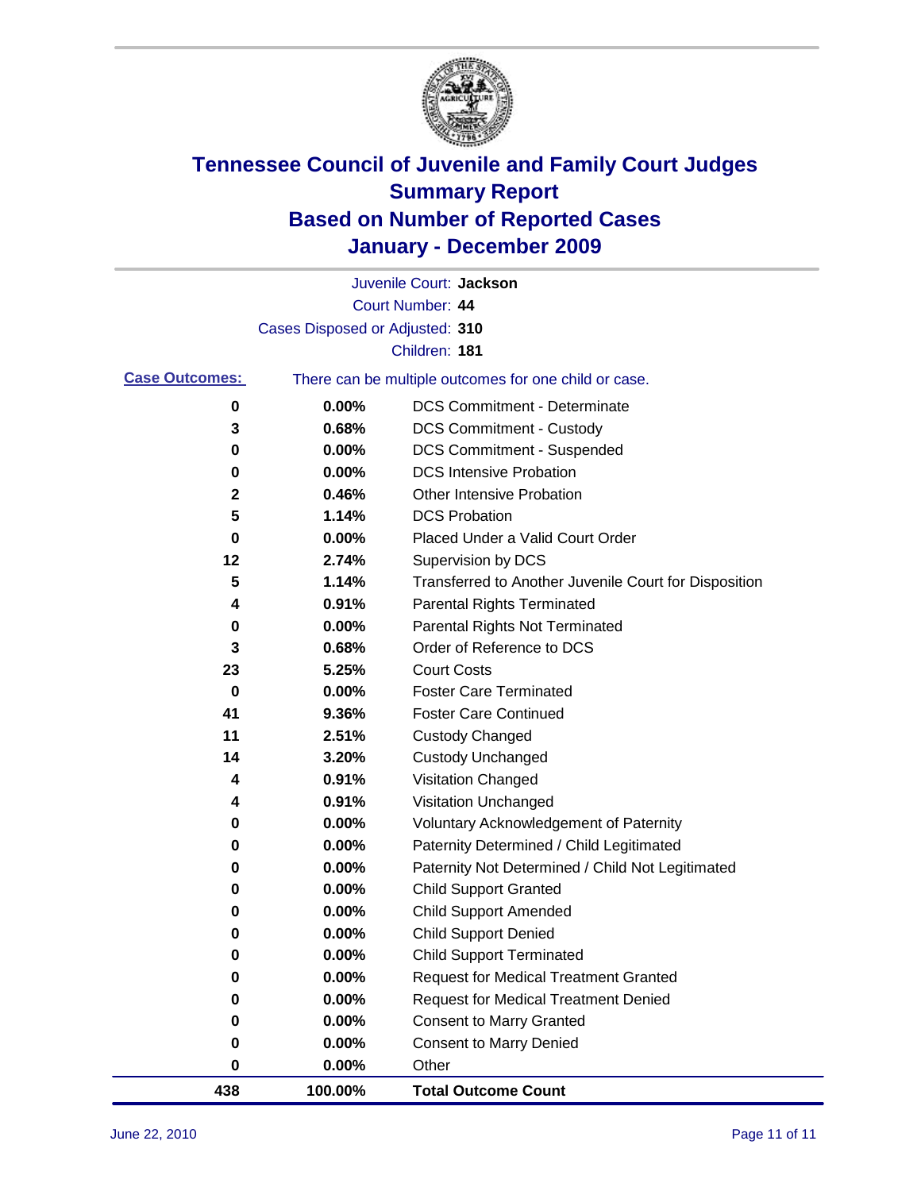# Tennessee Council of Juvenile and Family Court Judges
# Summary Report
# Based on Number of Reported Cases
# January - December 2009

Juvenile Court: **Jackson**

Court Number: **44**

Cases Disposed or Adjusted: **310**

Children: **181**

**Case Outcomes:** There can be multiple outcomes for one child or case.

| | | |
|---|---|---|
| 0 | 0.00% | DCS Commitment - Determinate |
| 3 | 0.68% | DCS Commitment - Custody |
| 0 | 0.00% | DCS Commitment - Suspended |
| 0 | 0.00% | DCS Intensive Probation |
| 2 | 0.46% | Other Intensive Probation |
| 5 | 1.14% | DCS Probation |
| 0 | 0.00% | Placed Under a Valid Court Order |
| 12 | 2.74% | Supervision by DCS |
| 5 | 1.14% | Transferred to Another Juvenile Court for Disposition |
| 4 | 0.91% | Parental Rights Terminated |
| 0 | 0.00% | Parental Rights Not Terminated |
| 3 | 0.68% | Order of Reference to DCS |
| 23 | 5.25% | Court Costs |
| 0 | 0.00% | Foster Care Terminated |
| 41 | 9.36% | Foster Care Continued |
| 11 | 2.51% | Custody Changed |
| 14 | 3.20% | Custody Unchanged |
| 4 | 0.91% | Visitation Changed |
| 4 | 0.91% | Visitation Unchanged |
| 0 | 0.00% | Voluntary Acknowledgement of Paternity |
| 0 | 0.00% | Paternity Determined / Child Legitimated |
| 0 | 0.00% | Paternity Not Determined / Child Not Legitimated |
| 0 | 0.00% | Child Support Granted |
| 0 | 0.00% | Child Support Amended |
| 0 | 0.00% | Child Support Denied |
| 0 | 0.00% | Child Support Terminated |
| 0 | 0.00% | Request for Medical Treatment Granted |
| 0 | 0.00% | Request for Medical Treatment Denied |
| 0 | 0.00% | Consent to Marry Granted |
| 0 | 0.00% | Consent to Marry Denied |
| 0 | 0.00% | Other |
| **438** | **100.00%** | **Total Outcome Count** |